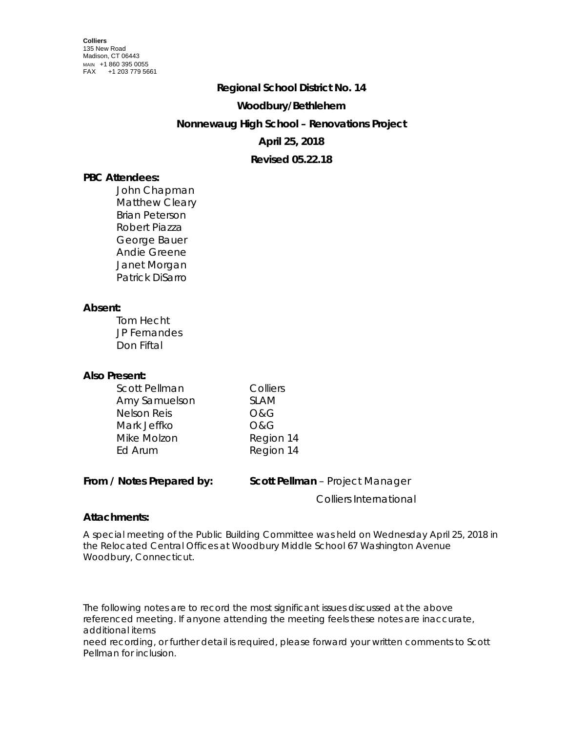**Colliers**
135 New Road
Madison, CT 06443
MAIN +1 860 395 0055
FAX +1 203 779 5661

# Regional School District No. 14

## Woodbury/Bethlehem

## Nonnewaug High School – Renovations Project

## April 25, 2018

## Revised 05.22.18

**PBC Attendees:**

John Chapman
Matthew Cleary
Brian Peterson
Robert Piazza
George Bauer
Andie Greene
Janet Morgan
Patrick DiSarro

**Absent:**

Tom Hecht
JP Fernandes
Don Fiftal

**Also Present:**

| | |
|---|---|
| Scott Pellman | Colliers |
| Amy Samuelson | SLAM |
| Nelson Reis | O&G |
| Mark Jeffko | O&G |
| Mike Molzon | Region 14 |
| Ed Arum | Region 14 |

**From / Notes Prepared by:** **Scott Pellman** – Project Manager
Colliers International

**Attachments:**

A special meeting of the Public Building Committee was held on Wednesday April 25, 2018 in the Relocated Central Offices at Woodbury Middle School 67 Washington Avenue Woodbury, Connecticut.

The following notes are to record the most significant issues discussed at the above referenced meeting. If anyone attending the meeting feels these notes are inaccurate, additional items
need recording, or further detail is required, please forward your written comments to Scott Pellman for inclusion.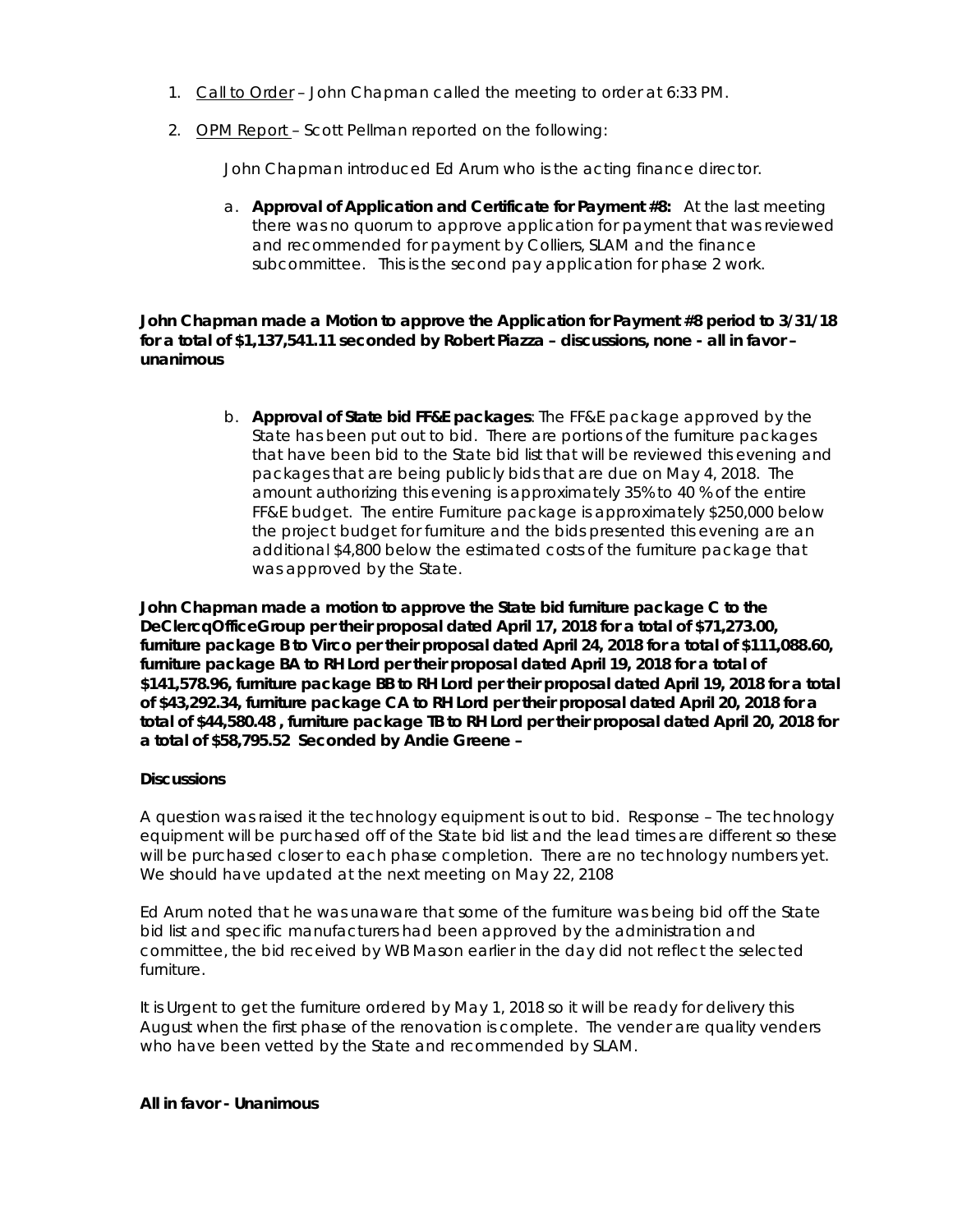1. Call to Order – John Chapman called the meeting to order at 6:33 PM.

2. OPM Report – Scott Pellman reported on the following:

   John Chapman introduced Ed Arum who is the acting finance director.

   a. **Approval of Application and Certificate for Payment #8:** At the last meeting there was no quorum to approve application for payment that was reviewed and recommended for payment by Colliers, SLAM and the finance subcommittee. This is the second pay application for phase 2 work.

**John Chapman made a Motion to approve the Application for Payment #8 period to 3/31/18 for a total of $1,137,541.11 seconded by Robert Piazza – discussions, none - all in favor – unanimous**

   b. **Approval of State bid FF&E packages**: The FF&E package approved by the State has been put out to bid. There are portions of the furniture packages that have been bid to the State bid list that will be reviewed this evening and packages that are being publicly bids that are due on May 4, 2018. The amount authorizing this evening is approximately 35% to 40 % of the entire FF&E budget. The entire Furniture package is approximately $250,000 below the project budget for furniture and the bids presented this evening are an additional $4,800 below the estimated costs of the furniture package that was approved by the State.

**John Chapman made a motion to approve the State bid furniture package C to the DeClercqOfficeGroup per their proposal dated April 17, 2018 for a total of $71,273.00, furniture package B to Virco per their proposal dated April 24, 2018 for a total of $111,088.60, furniture package BA to RH Lord per their proposal dated April 19, 2018 for a total of $141,578.96, furniture package BB to RH Lord per their proposal dated April 19, 2018 for a total of $43,292.34, furniture package CA to RH Lord per their proposal dated April 20, 2018 for a total of $44,580.48 , furniture package TB to RH Lord per their proposal dated April 20, 2018 for a total of $58,795.52 Seconded by Andie Greene –**

**Discussions**

A question was raised it the technology equipment is out to bid. Response – The technology equipment will be purchased off of the State bid list and the lead times are different so these will be purchased closer to each phase completion. There are no technology numbers yet. We should have updated at the next meeting on May 22, 2108

Ed Arum noted that he was unaware that some of the furniture was being bid off the State bid list and specific manufacturers had been approved by the administration and committee, the bid received by WB Mason earlier in the day did not reflect the selected furniture.

It is Urgent to get the furniture ordered by May 1, 2018 so it will be ready for delivery this August when the first phase of the renovation is complete. The vender are quality venders who have been vetted by the State and recommended by SLAM.

**All in favor - Unanimous**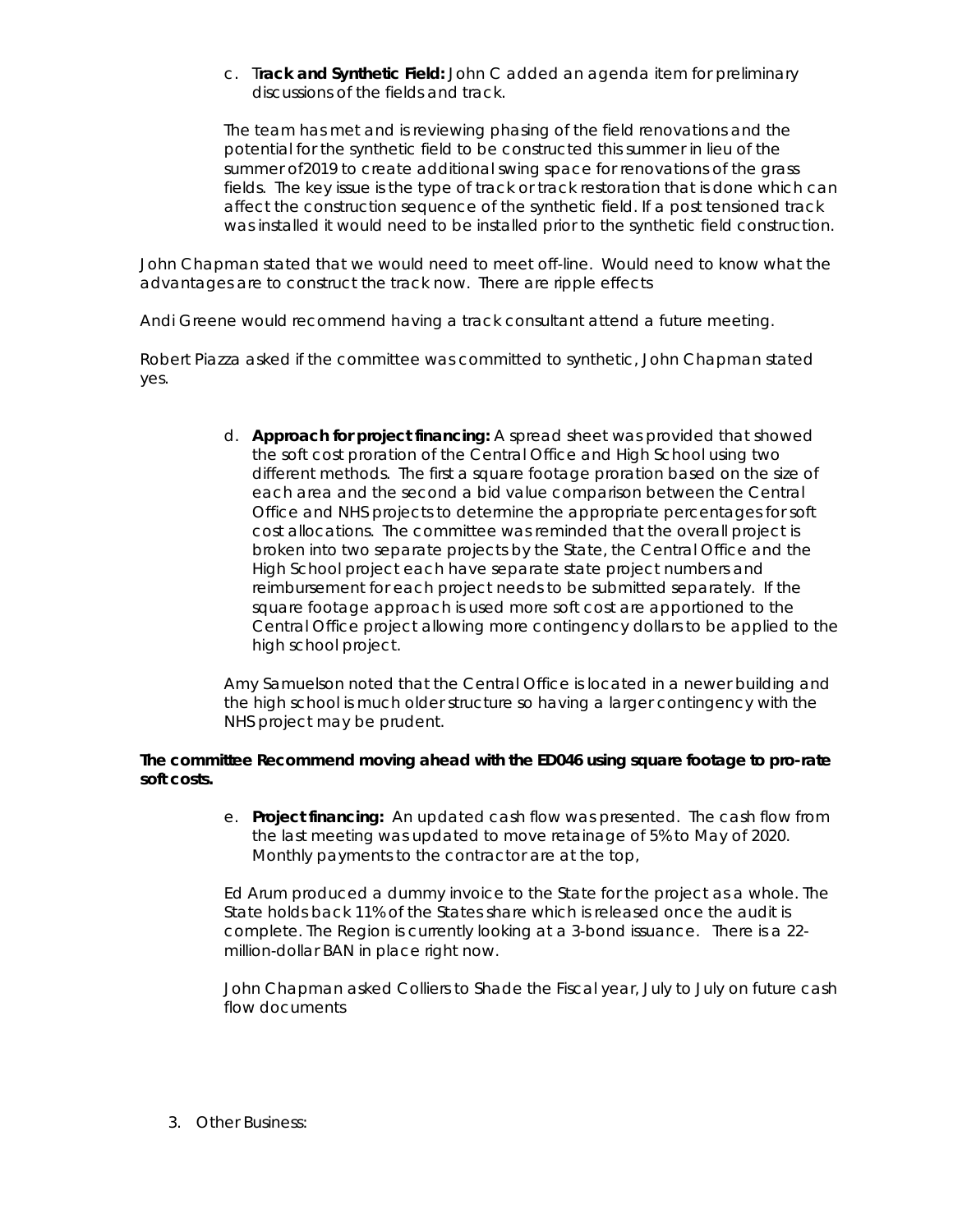c. T**rack and Synthetic Field:** John C added an agenda item for preliminary discussions of the fields and track.

The team has met and is reviewing phasing of the field renovations and the potential for the synthetic field to be constructed this summer in lieu of the summer of2019 to create additional swing space for renovations of the grass fields. The key issue is the type of track or track restoration that is done which can affect the construction sequence of the synthetic field. If a post tensioned track was installed it would need to be installed prior to the synthetic field construction.

John Chapman stated that we would need to meet off-line. Would need to know what the advantages are to construct the track now. There are ripple effects

Andi Greene would recommend having a track consultant attend a future meeting.

Robert Piazza asked if the committee was committed to synthetic, John Chapman stated yes.

d. **Approach for project financing:** A spread sheet was provided that showed the soft cost proration of the Central Office and High School using two different methods. The first a square footage proration based on the size of each area and the second a bid value comparison between the Central Office and NHS projects to determine the appropriate percentages for soft cost allocations. The committee was reminded that the overall project is broken into two separate projects by the State, the Central Office and the High School project each have separate state project numbers and reimbursement for each project needs to be submitted separately. If the square footage approach is used more soft cost are apportioned to the Central Office project allowing more contingency dollars to be applied to the high school project.

Amy Samuelson noted that the Central Office is located in a newer building and the high school is much older structure so having a larger contingency with the NHS project may be prudent.

**The committee Recommend moving ahead with the ED046 using square footage to pro-rate soft costs.**

e. **Project financing:** An updated cash flow was presented. The cash flow from the last meeting was updated to move retainage of 5% to May of 2020. Monthly payments to the contractor are at the top,

Ed Arum produced a dummy invoice to the State for the project as a whole. The State holds back 11% of the States share which is released once the audit is complete. The Region is currently looking at a 3-bond issuance. There is a 22-million-dollar BAN in place right now.

John Chapman asked Colliers to Shade the Fiscal year, July to July on future cash flow documents

3. Other Business: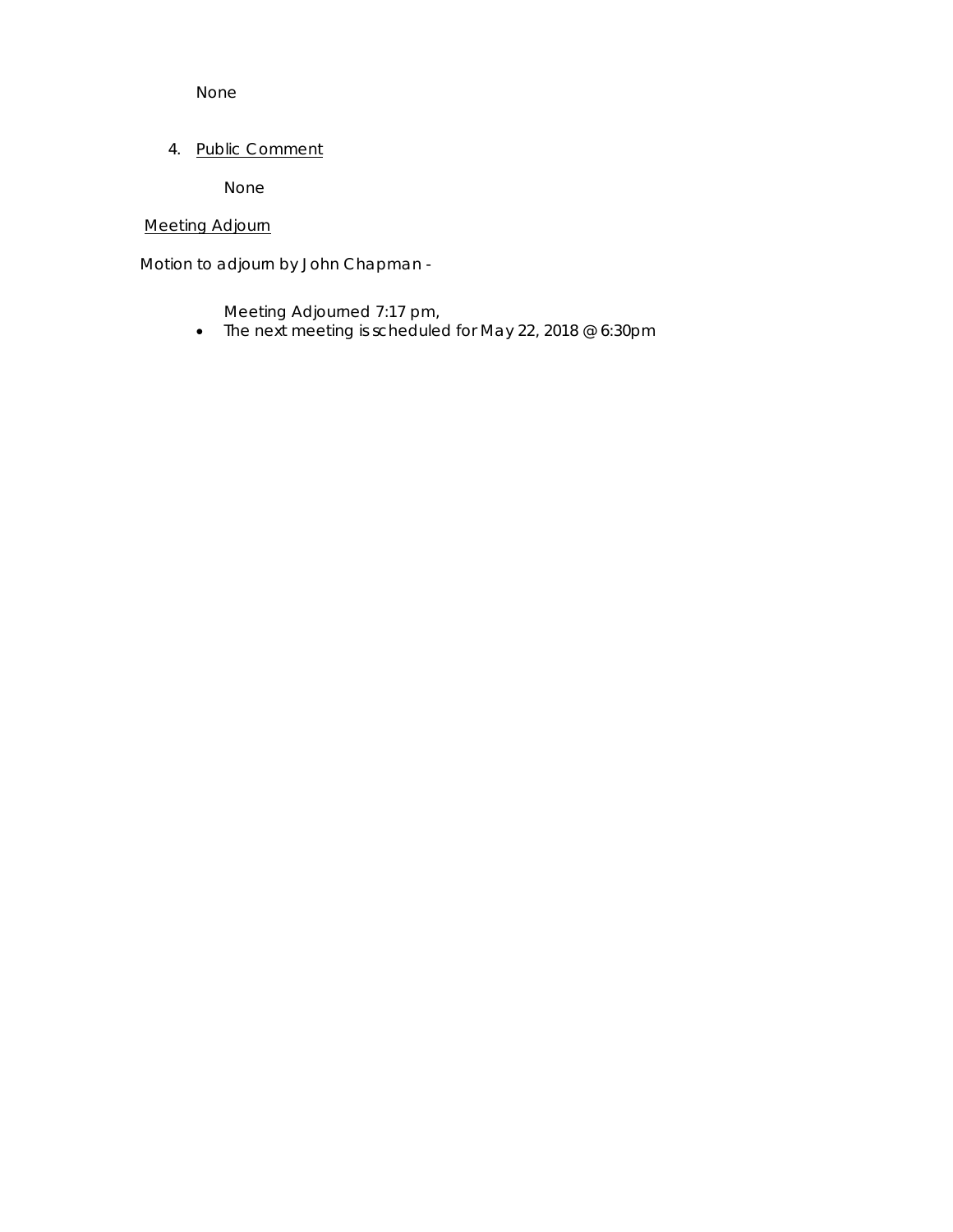None

4. Public Comment

   None

Meeting Adjourn

Motion to adjourn by John Chapman -

Meeting Adjourned 7:17 pm,

- The next meeting is scheduled for May 22, 2018 @ 6:30pm